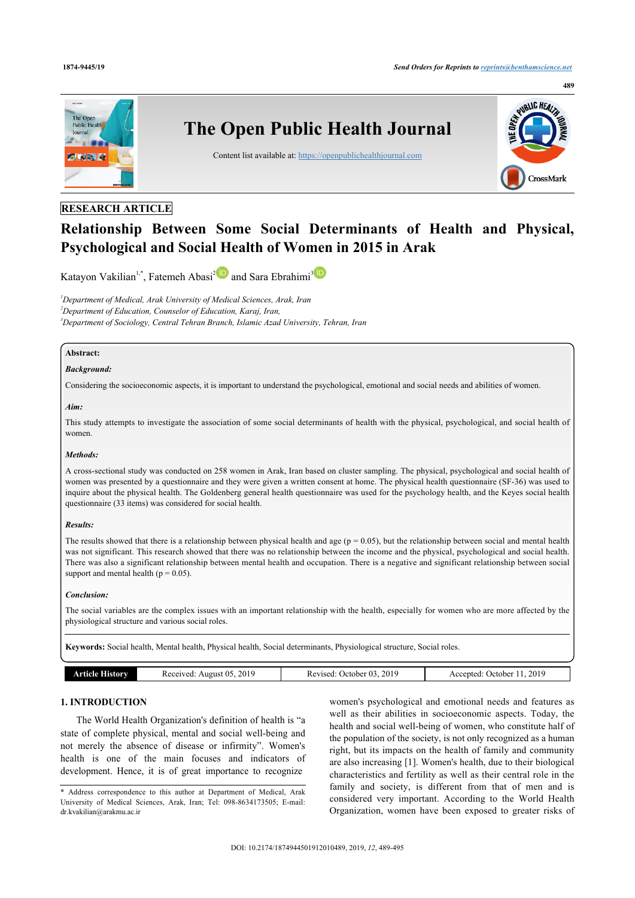RESEARCH ARTICLE

# Relationship Between Some Social Determinants of Health and Physical, Psychological and Social Health of Women in 2015 in Arak

Katayon Vakilian[1,*], Fatemeh Abasi[2] and Sara Ebrahimi[3]

[1]Department of Medical, Arak University of Medical Sciences, Arak, Iran
[2]Department of Education, Counselor of Education, Karaj, Iran,
[3]Department of Sociology, Central Tehran Branch, Islamic Azad University, Tehran, Iran

**Abstract:**

***Background:***

Considering the socioeconomic aspects, it is important to understand the psychological, emotional and social needs and abilities of women.

***Aim:***

This study attempts to investigate the association of some social determinants of health with the physical, psychological, and social health of women.

***Methods:***

A cross-sectional study was conducted on 258 women in Arak, Iran based on cluster sampling. The physical, psychological and social health of women was presented by a questionnaire and they were given a written consent at home. The physical health questionnaire (SF-36) was used to inquire about the physical health. The Goldenberg general health questionnaire was used for the psychology health, and the Keyes social health questionnaire (33 items) was considered for social health.

***Results:***

The results showed that there is a relationship between physical health and age ($p = 0.05$), but the relationship between social and mental health was not significant. This research showed that there was no relationship between the income and the physical, psychological and social health. There was also a significant relationship between mental health and occupation. There is a negative and significant relationship between social support and mental health ($p = 0.05$).

***Conclusion:***

The social variables are the complex issues with an important relationship with the health, especially for women who are more affected by the physiological structure and various social roles.

**Keywords:** Social health, Mental health, Physical health, Social determinants, Physiological structure, Social roles.

| Article History | Received: August 05, 2019 | Revised: October 03, 2019 | Accepted: October 11, 2019 |
|---|---|---|---|

## 1. INTRODUCTION

The World Health Organization's definition of health is "a state of complete physical, mental and social well-being and not merely the absence of disease or infirmity". Women's health is one of the main focuses and indicators of development. Hence, it is of great importance to recognize women's psychological and emotional needs and features as well as their abilities in socioeconomic aspects. Today, the health and social well-being of women, who constitute half of the population of the society, is not only recognized as a human right, but its impacts on the health of family and community are also increasing [1]. Women's health, due to their biological characteristics and fertility as well as their central role in the family and society, is different from that of men and is considered very important. According to the World Health Organization, women have been exposed to greater risks of

\* Address correspondence to this author at Department of Medical, Arak University of Medical Sciences, Arak, Iran; Tel: 098-8634173505; E-mail: dr.kvakilian@arakmu.ac.ir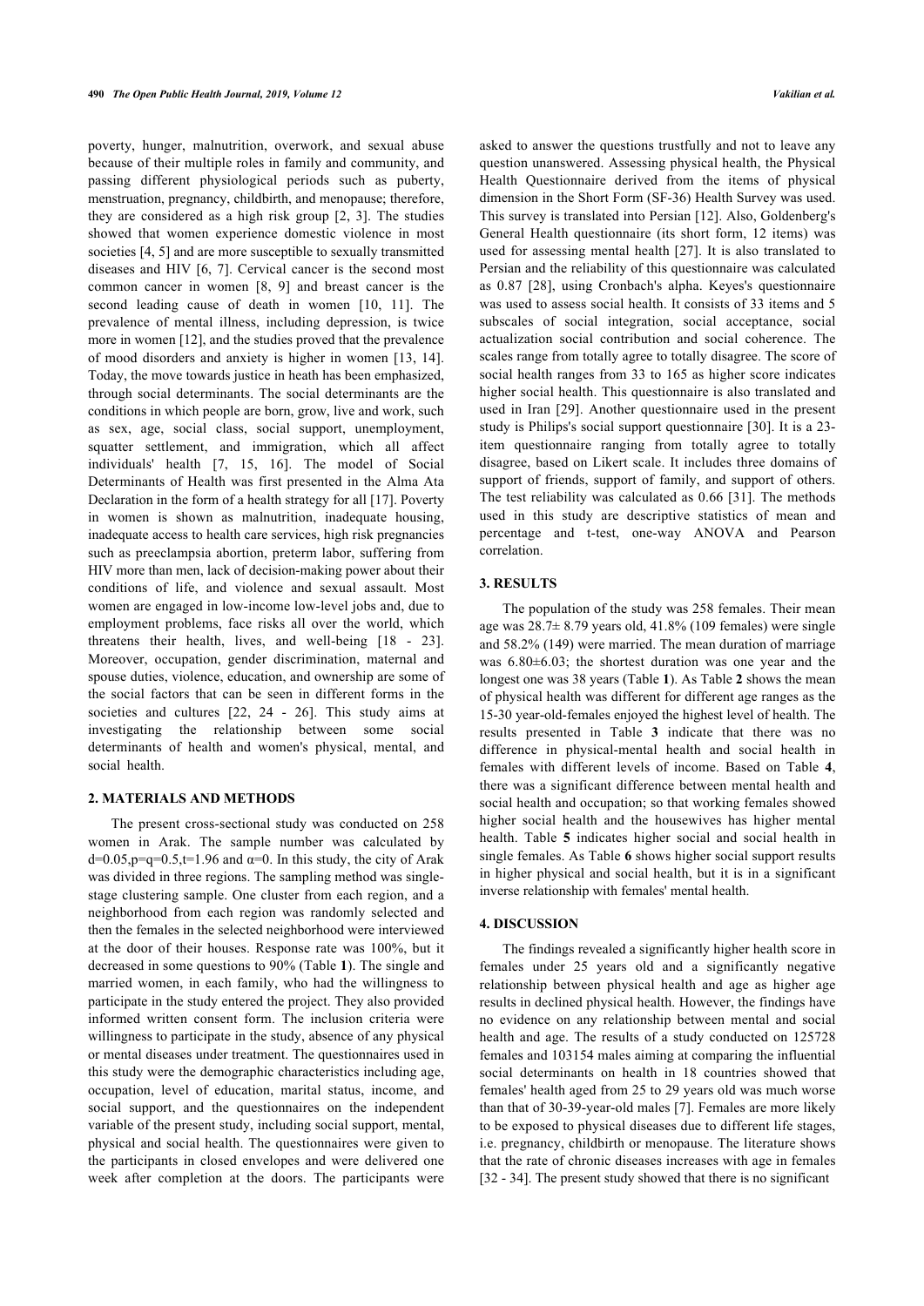poverty, hunger, malnutrition, overwork, and sexual abuse because of their multiple roles in family and community, and passing different physiological periods such as puberty, menstruation, pregnancy, childbirth, and menopause; therefore, they are considered as a high risk group [2, 3]. The studies showed that women experience domestic violence in most societies [4, 5] and are more susceptible to sexually transmitted diseases and HIV [6, 7]. Cervical cancer is the second most common cancer in women [8, 9] and breast cancer is the second leading cause of death in women [10, 11]. The prevalence of mental illness, including depression, is twice more in women [12], and the studies proved that the prevalence of mood disorders and anxiety is higher in women [13, 14]. Today, the move towards justice in heath has been emphasized, through social determinants. The social determinants are the conditions in which people are born, grow, live and work, such as sex, age, social class, social support, unemployment, squatter settlement, and immigration, which all affect individuals' health [7, 15, 16]. The model of Social Determinants of Health was first presented in the Alma Ata Declaration in the form of a health strategy for all [17]. Poverty in women is shown as malnutrition, inadequate housing, inadequate access to health care services, high risk pregnancies such as preeclampsia abortion, preterm labor, suffering from HIV more than men, lack of decision-making power about their conditions of life, and violence and sexual assault. Most women are engaged in low-income low-level jobs and, due to employment problems, face risks all over the world, which threatens their health, lives, and well-being [18 - 23]. Moreover, occupation, gender discrimination, maternal and spouse duties, violence, education, and ownership are some of the social factors that can be seen in different forms in the societies and cultures [22, 24 - 26]. This study aims at investigating the relationship between some social determinants of health and women's physical, mental, and social health.

## 2. MATERIALS AND METHODS

The present cross-sectional study was conducted on 258 women in Arak. The sample number was calculated by d=0.05,p=q=0.5,t=1.96 and α=0. In this study, the city of Arak was divided in three regions. The sampling method was single-stage clustering sample. One cluster from each region, and a neighborhood from each region was randomly selected and then the females in the selected neighborhood were interviewed at the door of their houses. Response rate was 100%, but it decreased in some questions to 90% (Table **1**). The single and married women, in each family, who had the willingness to participate in the study entered the project. They also provided informed written consent form. The inclusion criteria were willingness to participate in the study, absence of any physical or mental diseases under treatment. The questionnaires used in this study were the demographic characteristics including age, occupation, level of education, marital status, income, and social support, and the questionnaires on the independent variable of the present study, including social support, mental, physical and social health. The questionnaires were given to the participants in closed envelopes and were delivered one week after completion at the doors. The participants were asked to answer the questions trustfully and not to leave any question unanswered. Assessing physical health, the Physical Health Questionnaire derived from the items of physical dimension in the Short Form (SF-36) Health Survey was used. This survey is translated into Persian [12]. Also, Goldenberg's General Health questionnaire (its short form, 12 items) was used for assessing mental health [27]. It is also translated to Persian and the reliability of this questionnaire was calculated as 0.87 [28], using Cronbach's alpha. Keyes's questionnaire was used to assess social health. It consists of 33 items and 5 subscales of social integration, social acceptance, social actualization social contribution and social coherence. The scales range from totally agree to totally disagree. The score of social health ranges from 33 to 165 as higher score indicates higher social health. This questionnaire is also translated and used in Iran [29]. Another questionnaire used in the present study is Philips's social support questionnaire [30]. It is a 23-item questionnaire ranging from totally agree to totally disagree, based on Likert scale. It includes three domains of support of friends, support of family, and support of others. The test reliability was calculated as 0.66 [31]. The methods used in this study are descriptive statistics of mean and percentage and t-test, one-way ANOVA and Pearson correlation.

## 3. RESULTS

The population of the study was 258 females. Their mean age was 28.7± 8.79 years old, 41.8% (109 females) were single and 58.2% (149) were married. The mean duration of marriage was 6.80±6.03; the shortest duration was one year and the longest one was 38 years (Table **1**). As Table **2** shows the mean of physical health was different for different age ranges as the 15-30 year-old-females enjoyed the highest level of health. The results presented in Table **3** indicate that there was no difference in physical-mental health and social health in females with different levels of income. Based on Table **4**, there was a significant difference between mental health and social health and occupation; so that working females showed higher social health and the housewives has higher mental health. Table **5** indicates higher social and social health in single females. As Table **6** shows higher social support results in higher physical and social health, but it is in a significant inverse relationship with females' mental health.

## 4. DISCUSSION

The findings revealed a significantly higher health score in females under 25 years old and a significantly negative relationship between physical health and age as higher age results in declined physical health. However, the findings have no evidence on any relationship between mental and social health and age. The results of a study conducted on 125728 females and 103154 males aiming at comparing the influential social determinants on health in 18 countries showed that females' health aged from 25 to 29 years old was much worse than that of 30-39-year-old males [7]. Females are more likely to be exposed to physical diseases due to different life stages, i.e. pregnancy, childbirth or menopause. The literature shows that the rate of chronic diseases increases with age in females [32 - 34]. The present study showed that there is no significant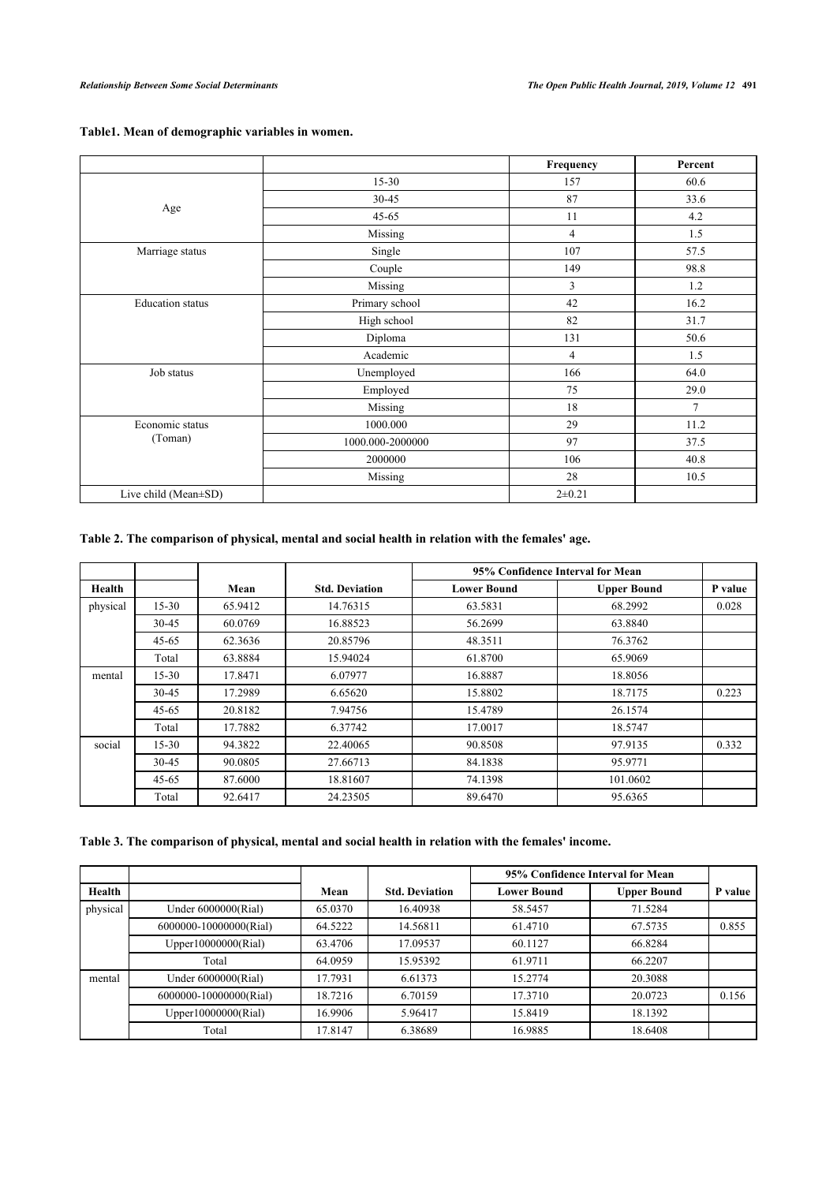**Table1. Mean of demographic variables in women.**

| | | Frequency | Percent |
|---|---|---|---|
| Age | 15-30 | 157 | 60.6 |
| | 30-45 | 87 | 33.6 |
| | 45-65 | 11 | 4.2 |
| | Missing | 4 | 1.5 |
| Marriage status | Single | 107 | 57.5 |
| | Couple | 149 | 98.8 |
| | Missing | 3 | 1.2 |
| Education status | Primary school | 42 | 16.2 |
| | High school | 82 | 31.7 |
| | Diploma | 131 | 50.6 |
| | Academic | 4 | 1.5 |
| Job status | Unemployed | 166 | 64.0 |
| | Employed | 75 | 29.0 |
| | Missing | 18 | 7 |
| Economic status (Toman) | 1000.000 | 29 | 11.2 |
| | 1000.000-2000000 | 97 | 37.5 |
| | 2000000 | 106 | 40.8 |
| | Missing | 28 | 10.5 |
| Live child (Mean±SD) | | 2±0.21 | |

**Table 2. The comparison of physical, mental and social health in relation with the females' age.**

| | | | | 95% Confidence Interval for Mean | | |
|---|---|---|---|---|---|---|
| Health | | Mean | Std. Deviation | Lower Bound | Upper Bound | P value |
| physical | 15-30 | 65.9412 | 14.76315 | 63.5831 | 68.2992 | 0.028 |
| | 30-45 | 60.0769 | 16.88523 | 56.2699 | 63.8840 | |
| | 45-65 | 62.3636 | 20.85796 | 48.3511 | 76.3762 | |
| | Total | 63.8884 | 15.94024 | 61.8700 | 65.9069 | |
| mental | 15-30 | 17.8471 | 6.07977 | 16.8887 | 18.8056 | |
| | 30-45 | 17.2989 | 6.65620 | 15.8802 | 18.7175 | 0.223 |
| | 45-65 | 20.8182 | 7.94756 | 15.4789 | 26.1574 | |
| | Total | 17.7882 | 6.37742 | 17.0017 | 18.5747 | |
| social | 15-30 | 94.3822 | 22.40065 | 90.8508 | 97.9135 | 0.332 |
| | 30-45 | 90.0805 | 27.66713 | 84.1838 | 95.9771 | |
| | 45-65 | 87.6000 | 18.81607 | 74.1398 | 101.0602 | |
| | Total | 92.6417 | 24.23505 | 89.6470 | 95.6365 | |

**Table 3. The comparison of physical, mental and social health in relation with the females' income.**

| | | | | 95% Confidence Interval for Mean | | |
|---|---|---|---|---|---|---|
| Health | | Mean | Std. Deviation | Lower Bound | Upper Bound | P value |
| physical | Under 6000000(Rial) | 65.0370 | 16.40938 | 58.5457 | 71.5284 | |
| | 6000000-10000000(Rial) | 64.5222 | 14.56811 | 61.4710 | 67.5735 | 0.855 |
| | Upper10000000(Rial) | 63.4706 | 17.09537 | 60.1127 | 66.8284 | |
| | Total | 64.0959 | 15.95392 | 61.9711 | 66.2207 | |
| mental | Under 6000000(Rial) | 17.7931 | 6.61373 | 15.2774 | 20.3088 | |
| | 6000000-10000000(Rial) | 18.7216 | 6.70159 | 17.3710 | 20.0723 | 0.156 |
| | Upper10000000(Rial) | 16.9906 | 5.96417 | 15.8419 | 18.1392 | |
| | Total | 17.8147 | 6.38689 | 16.9885 | 18.6408 | |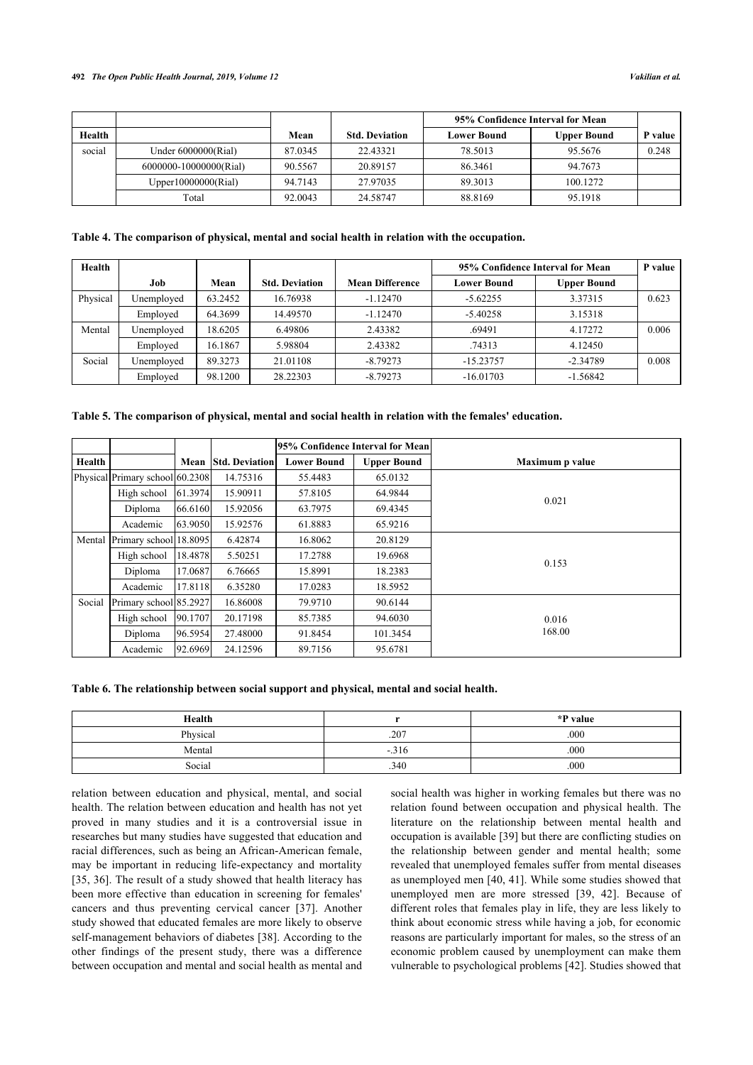| | | | | 95% Confidence Interval for Mean | | |
|---|---|---|---|---|---|---|
| Health | | Mean | Std. Deviation | Lower Bound | Upper Bound | P value |
| social | Under 6000000(Rial) | 87.0345 | 22.43321 | 78.5013 | 95.5676 | 0.248 |
| | 6000000-10000000(Rial) | 90.5567 | 20.89157 | 86.3461 | 94.7673 | |
| | Upper10000000(Rial) | 94.7143 | 27.97035 | 89.3013 | 100.1272 | |
| | Total | 92.0043 | 24.58747 | 88.8169 | 95.1918 | |

**Table 4. The comparison of physical, mental and social health in relation with the occupation.**

| Health | | | | | 95% Confidence Interval for Mean | | P value |
|---|---|---|---|---|---|---|---|
| | Job | Mean | Std. Deviation | Mean Difference | Lower Bound | Upper Bound | |
| Physical | Unemployed | 63.2452 | 16.76938 | -1.12470 | -5.62255 | 3.37315 | 0.623 |
| | Employed | 64.3699 | 14.49570 | -1.12470 | -5.40258 | 3.15318 | |
| Mental | Unemployed | 18.6205 | 6.49806 | 2.43382 | .69491 | 4.17272 | 0.006 |
| | Employed | 16.1867 | 5.98804 | 2.43382 | .74313 | 4.12450 | |
| Social | Unemployed | 89.3273 | 21.01108 | -8.79273 | -15.23757 | -2.34789 | 0.008 |
| | Employed | 98.1200 | 28.22303 | -8.79273 | -16.01703 | -1.56842 | |

**Table 5. The comparison of physical, mental and social health in relation with the females' education.**

| | | | | 95% Confidence Interval for Mean | | |
|---|---|---|---|---|---|---|
| Health | | Mean | Std. Deviation | Lower Bound | Upper Bound | Maximum p value |
| Physical | Primary school | 60.2308 | 14.75316 | 55.4483 | 65.0132 | 0.021 |
| | High school | 61.3974 | 15.90911 | 57.8105 | 64.9844 | |
| | Diploma | 66.6160 | 15.92056 | 63.7975 | 69.4345 | |
| | Academic | 63.9050 | 15.92576 | 61.8883 | 65.9216 | |
| Mental | Primary school | 18.8095 | 6.42874 | 16.8062 | 20.8129 | 0.153 |
| | High school | 18.4878 | 5.50251 | 17.2788 | 19.6968 | |
| | Diploma | 17.0687 | 6.76665 | 15.8991 | 18.2383 | |
| | Academic | 17.8118 | 6.35280 | 17.0283 | 18.5952 | |
| Social | Primary school | 85.2927 | 16.86008 | 79.9710 | 90.6144 | 0.016 168.00 |
| | High school | 90.1707 | 20.17198 | 85.7385 | 94.6030 | |
| | Diploma | 96.5954 | 27.48000 | 91.8454 | 101.3454 | |
| | Academic | 92.6969 | 24.12596 | 89.7156 | 95.6781 | |

**Table 6. The relationship between social support and physical, mental and social health.**

| Health | r | *P value |
|---|---|---|
| Physical | .207 | .000 |
| Mental | -.316 | .000 |
| Social | .340 | .000 |

relation between education and physical, mental, and social health. The relation between education and health has not yet proved in many studies and it is a controversial issue in researches but many studies have suggested that education and racial differences, such as being an African-American female, may be important in reducing life-expectancy and mortality [35, 36]. The result of a study showed that health literacy has been more effective than education in screening for females' cancers and thus preventing cervical cancer [37]. Another study showed that educated females are more likely to observe self-management behaviors of diabetes [38]. According to the other findings of the present study, there was a difference between occupation and mental and social health as mental and social health was higher in working females but there was no relation found between occupation and physical health. The literature on the relationship between mental health and occupation is available [39] but there are conflicting studies on the relationship between gender and mental health; some revealed that unemployed females suffer from mental diseases as unemployed men [40, 41]. While some studies showed that unemployed men are more stressed [39, 42]. Because of different roles that females play in life, they are less likely to think about economic stress while having a job, for economic reasons are particularly important for males, so the stress of an economic problem caused by unemployment can make them vulnerable to psychological problems [42]. Studies showed that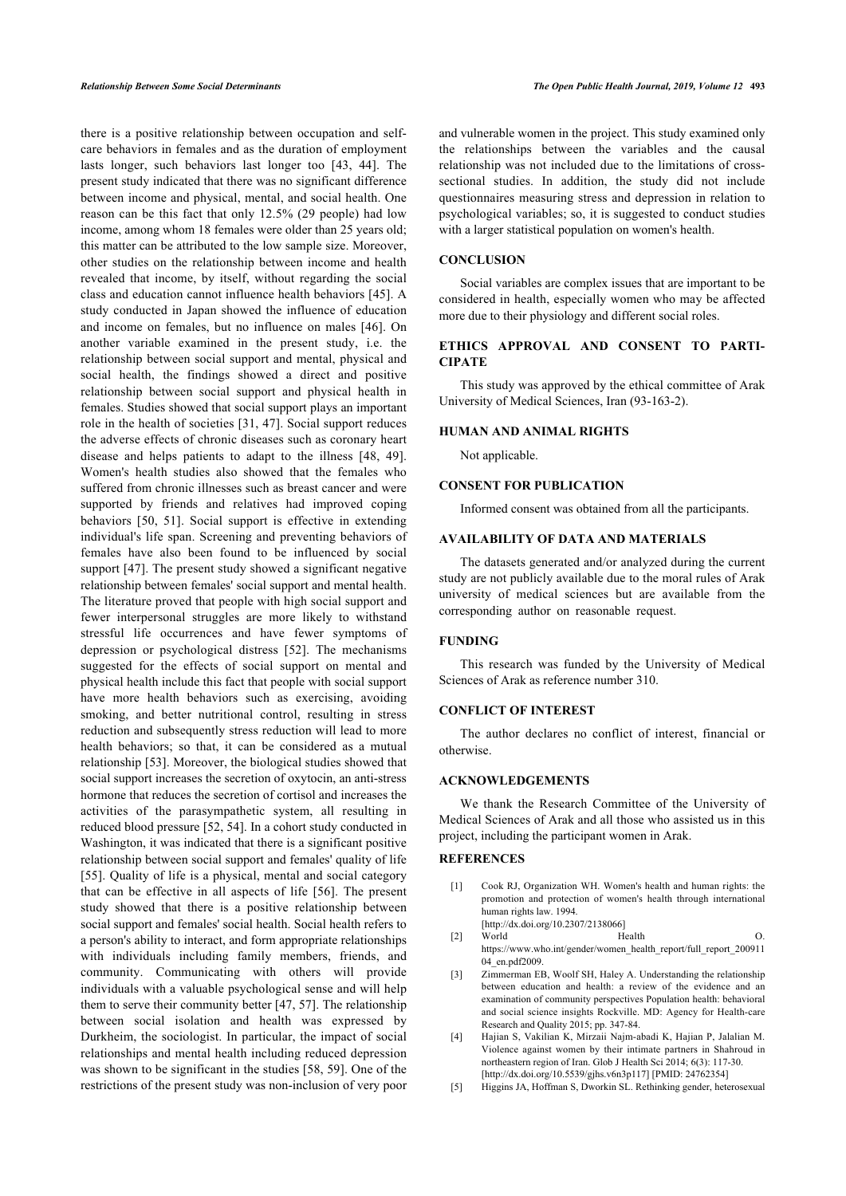there is a positive relationship between occupation and self-care behaviors in females and as the duration of employment lasts longer, such behaviors last longer too [43, 44]. The present study indicated that there was no significant difference between income and physical, mental, and social health. One reason can be this fact that only 12.5% (29 people) had low income, among whom 18 females were older than 25 years old; this matter can be attributed to the low sample size. Moreover, other studies on the relationship between income and health revealed that income, by itself, without regarding the social class and education cannot influence health behaviors [45]. A study conducted in Japan showed the influence of education and income on females, but no influence on males [46]. On another variable examined in the present study, i.e. the relationship between social support and mental, physical and social health, the findings showed a direct and positive relationship between social support and physical health in females. Studies showed that social support plays an important role in the health of societies [31, 47]. Social support reduces the adverse effects of chronic diseases such as coronary heart disease and helps patients to adapt to the illness [48, 49]. Women's health studies also showed that the females who suffered from chronic illnesses such as breast cancer and were supported by friends and relatives had improved coping behaviors [50, 51]. Social support is effective in extending individual's life span. Screening and preventing behaviors of females have also been found to be influenced by social support [47]. The present study showed a significant negative relationship between females' social support and mental health. The literature proved that people with high social support and fewer interpersonal struggles are more likely to withstand stressful life occurrences and have fewer symptoms of depression or psychological distress [52]. The mechanisms suggested for the effects of social support on mental and physical health include this fact that people with social support have more health behaviors such as exercising, avoiding smoking, and better nutritional control, resulting in stress reduction and subsequently stress reduction will lead to more health behaviors; so that, it can be considered as a mutual relationship [53]. Moreover, the biological studies showed that social support increases the secretion of oxytocin, an anti-stress hormone that reduces the secretion of cortisol and increases the activities of the parasympathetic system, all resulting in reduced blood pressure [52, 54]. In a cohort study conducted in Washington, it was indicated that there is a significant positive relationship between social support and females' quality of life [55]. Quality of life is a physical, mental and social category that can be effective in all aspects of life [56]. The present study showed that there is a positive relationship between social support and females' social health. Social health refers to a person's ability to interact, and form appropriate relationships with individuals including family members, friends, and community. Communicating with others will provide individuals with a valuable psychological sense and will help them to serve their community better [47, 57]. The relationship between social isolation and health was expressed by Durkheim, the sociologist. In particular, the impact of social relationships and mental health including reduced depression was shown to be significant in the studies [58, 59]. One of the restrictions of the present study was non-inclusion of very poor and vulnerable women in the project. This study examined only the relationships between the variables and the causal relationship was not included due to the limitations of cross-sectional studies. In addition, the study did not include questionnaires measuring stress and depression in relation to psychological variables; so, it is suggested to conduct studies with a larger statistical population on women's health.

## CONCLUSION

Social variables are complex issues that are important to be considered in health, especially women who may be affected more due to their physiology and different social roles.

## ETHICS APPROVAL AND CONSENT TO PARTICIPATE

This study was approved by the ethical committee of Arak University of Medical Sciences, Iran (93-163-2).

## HUMAN AND ANIMAL RIGHTS

Not applicable.

## CONSENT FOR PUBLICATION

Informed consent was obtained from all the participants.

## AVAILABILITY OF DATA AND MATERIALS

The datasets generated and/or analyzed during the current study are not publicly available due to the moral rules of Arak university of medical sciences but are available from the corresponding author on reasonable request.

## FUNDING

This research was funded by the University of Medical Sciences of Arak as reference number 310.

## CONFLICT OF INTEREST

The author declares no conflict of interest, financial or otherwise.

## ACKNOWLEDGEMENTS

We thank the Research Committee of the University of Medical Sciences of Arak and all those who assisted us in this project, including the participant women in Arak.

## REFERENCES

[1] Cook RJ, Organization WH. Women's health and human rights: the promotion and protection of women's health through international human rights law. 1994. [http://dx.doi.org/10.2307/2138066]

[2] World Health O. https://www.who.int/gender/women_health_report/full_report_20091104_en.pdf2009.

[3] Zimmerman EB, Woolf SH, Haley A. Understanding the relationship between education and health: a review of the evidence and an examination of community perspectives Population health: behavioral and social science insights Rockville. MD: Agency for Health-care Research and Quality 2015; pp. 347-84.

[4] Hajian S, Vakilian K, Mirzaii Najm-abadi K, Hajian P, Jalalian M. Violence against women by their intimate partners in Shahroud in northeastern region of Iran. Glob J Health Sci 2014; 6(3): 117-30. [http://dx.doi.org/10.5539/gjhs.v6n3p117] [PMID: 24762354]

[5] Higgins JA, Hoffman S, Dworkin SL. Rethinking gender, heterosexual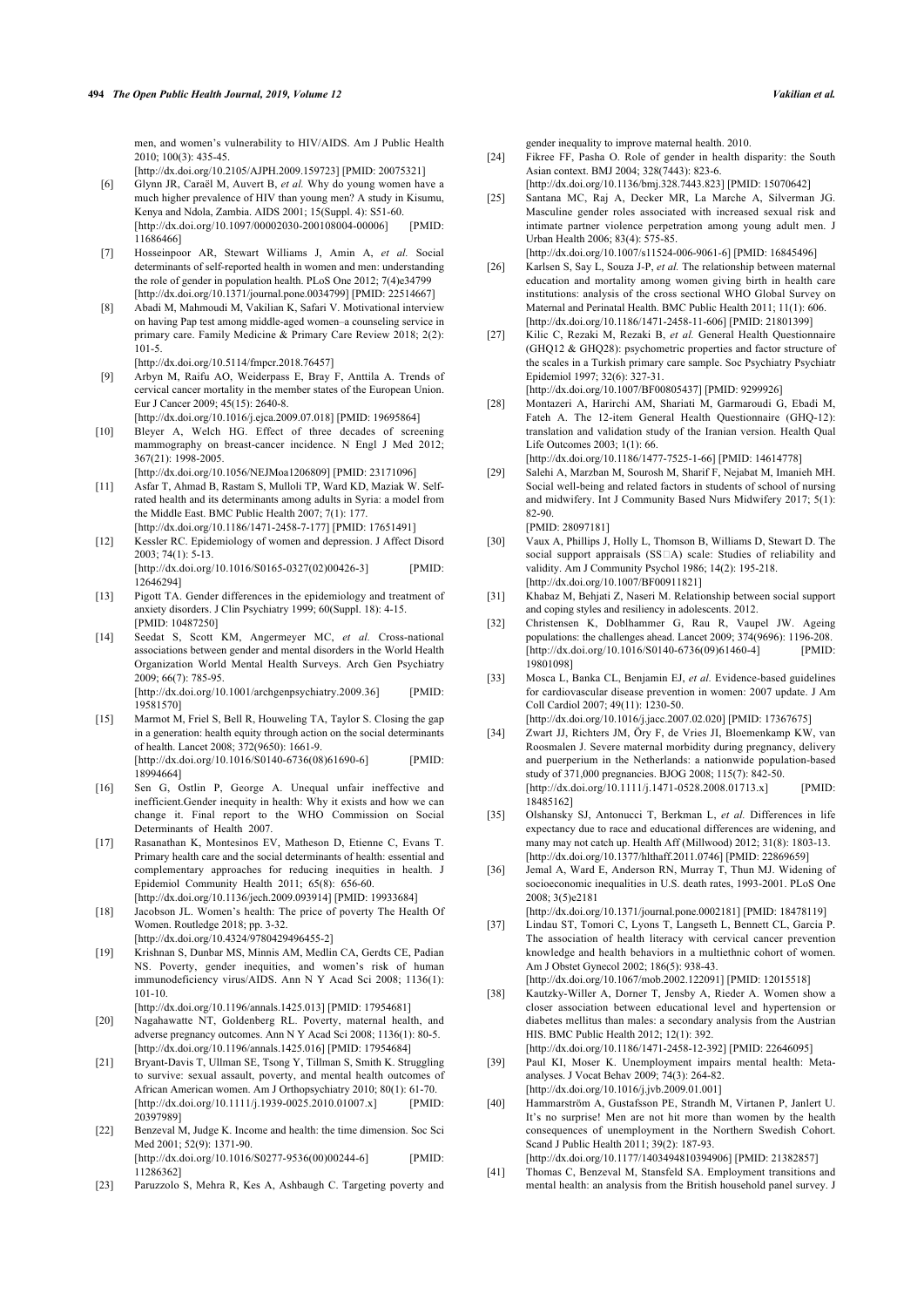men, and women's vulnerability to HIV/AIDS. Am J Public Health 2010; 100(3): 435-45.
[http://dx.doi.org/10.2105/AJPH.2009.159723] [PMID: 20075321]

[6] Glynn JR, Caraël M, Auvert B, *et al.* Why do young women have a much higher prevalence of HIV than young men? A study in Kisumu, Kenya and Ndola, Zambia. AIDS 2001; 15(Suppl. 4): S51-60.
[http://dx.doi.org/10.1097/00002030-200108004-00006] [PMID: 11686466]

[7] Hosseinpoor AR, Stewart Williams J, Amin A, *et al.* Social determinants of self-reported health in women and men: understanding the role of gender in population health. PLoS One 2012; 7(4)e34799
[http://dx.doi.org/10.1371/journal.pone.0034799] [PMID: 22514667]

[8] Abadi M, Mahmoudi M, Vakilian K, Safari V. Motivational interview on having Pap test among middle-aged women–a counseling service in primary care. Family Medicine & Primary Care Review 2018; 2(2): 101-5.
[http://dx.doi.org/10.5114/fmpcr.2018.76457]

[9] Arbyn M, Raifu AO, Weiderpass E, Bray F, Anttila A. Trends of cervical cancer mortality in the member states of the European Union. Eur J Cancer 2009; 45(15): 2640-8.
[http://dx.doi.org/10.1016/j.ejca.2009.07.018] [PMID: 19695864]

[10] Bleyer A, Welch HG. Effect of three decades of screening mammography on breast-cancer incidence. N Engl J Med 2012; 367(21): 1998-2005.
[http://dx.doi.org/10.1056/NEJMoa1206809] [PMID: 23171096]

[11] Asfar T, Ahmad B, Rastam S, Mulloli TP, Ward KD, Maziak W. Self-rated health and its determinants among adults in Syria: a model from the Middle East. BMC Public Health 2007; 7(1): 177.
[http://dx.doi.org/10.1186/1471-2458-7-177] [PMID: 17651491]

[12] Kessler RC. Epidemiology of women and depression. J Affect Disord 2003; 74(1): 5-13.
[http://dx.doi.org/10.1016/S0165-0327(02)00426-3] [PMID: 12646294]

[13] Pigott TA. Gender differences in the epidemiology and treatment of anxiety disorders. J Clin Psychiatry 1999; 60(Suppl. 18): 4-15. [PMID: 10487250]

[14] Seedat S, Scott KM, Angermeyer MC, *et al.* Cross-national associations between gender and mental disorders in the World Health Organization World Mental Health Surveys. Arch Gen Psychiatry 2009; 66(7): 785-95.
[http://dx.doi.org/10.1001/archgenpsychiatry.2009.36] [PMID: 19581570]

[15] Marmot M, Friel S, Bell R, Houweling TA, Taylor S. Closing the gap in a generation: health equity through action on the social determinants of health. Lancet 2008; 372(9650): 1661-9.
[http://dx.doi.org/10.1016/S0140-6736(08)61690-6] [PMID: 18994664]

[16] Sen G, Ostlin P, George A. Unequal unfair ineffective and inefficient.Gender inequity in health: Why it exists and how we can change it. Final report to the WHO Commission on Social Determinants of Health 2007.

[17] Rasanathan K, Montesinos EV, Matheson D, Etienne C, Evans T. Primary health care and the social determinants of health: essential and complementary approaches for reducing inequities in health. J Epidemiol Community Health 2011; 65(8): 656-60.
[http://dx.doi.org/10.1136/jech.2009.093914] [PMID: 19933684]

[18] Jacobson JL. Women's health: The price of poverty The Health Of Women. Routledge 2018; pp. 3-32.
[http://dx.doi.org/10.4324/9780429496455-2]

[19] Krishnan S, Dunbar MS, Minnis AM, Medlin CA, Gerdts CE, Padian NS. Poverty, gender inequities, and women's risk of human immunodeficiency virus/AIDS. Ann N Y Acad Sci 2008; 1136(1): 101-10.
[http://dx.doi.org/10.1196/annals.1425.013] [PMID: 17954681]

[20] Nagahawatte NT, Goldenberg RL. Poverty, maternal health, and adverse pregnancy outcomes. Ann N Y Acad Sci 2008; 1136(1): 80-5.
[http://dx.doi.org/10.1196/annals.1425.016] [PMID: 17954684]

[21] Bryant-Davis T, Ullman SE, Tsong Y, Tillman S, Smith K. Struggling to survive: sexual assault, poverty, and mental health outcomes of African American women. Am J Orthopsychiatry 2010; 80(1): 61-70.
[http://dx.doi.org/10.1111/j.1939-0025.2010.01007.x] [PMID: 20397989]

[22] Benzeval M, Judge K. Income and health: the time dimension. Soc Sci Med 2001; 52(9): 1371-90.
[http://dx.doi.org/10.1016/S0277-9536(00)00244-6] [PMID: 11286362]

[23] Paruzzolo S, Mehra R, Kes A, Ashbaugh C. Targeting poverty and gender inequality to improve maternal health. 2010.

[24] Fikree FF, Pasha O. Role of gender in health disparity: the South Asian context. BMJ 2004; 328(7443): 823-6.
[http://dx.doi.org/10.1136/bmj.328.7443.823] [PMID: 15070642]

[25] Santana MC, Raj A, Decker MR, La Marche A, Silverman JG. Masculine gender roles associated with increased sexual risk and intimate partner violence perpetration among young adult men. J Urban Health 2006; 83(4): 575-85.
[http://dx.doi.org/10.1007/s11524-006-9061-6] [PMID: 16845496]

[26] Karlsen S, Say L, Souza J-P, *et al.* The relationship between maternal education and mortality among women giving birth in health care institutions: analysis of the cross sectional WHO Global Survey on Maternal and Perinatal Health. BMC Public Health 2011; 11(1): 606.
[http://dx.doi.org/10.1186/1471-2458-11-606] [PMID: 21801399]

[27] Kilic C, Rezaki M, Rezaki B, *et al.* General Health Questionnaire (GHQ12 & GHQ28): psychometric properties and factor structure of the scales in a Turkish primary care sample. Soc Psychiatry Psychiatr Epidemiol 1997; 32(6): 327-31.
[http://dx.doi.org/10.1007/BF00805437] [PMID: 9299926]

[28] Montazeri A, Harirchi AM, Shariati M, Garmaroudi G, Ebadi M, Fateh A. The 12-item General Health Questionnaire (GHQ-12): translation and validation study of the Iranian version. Health Qual Life Outcomes 2003; 1(1): 66.
[http://dx.doi.org/10.1186/1477-7525-1-66] [PMID: 14614778]

[29] Salehi A, Marzban M, Sourosh M, Sharif F, Nejabat M, Imanieh MH. Social well-being and related factors in students of school of nursing and midwifery. Int J Community Based Nurs Midwifery 2017; 5(1): 82-90.
[PMID: 28097181]

[30] Vaux A, Phillips J, Holly L, Thomson B, Williams D, Stewart D. The social support appraisals (SS□A) scale: Studies of reliability and validity. Am J Community Psychol 1986; 14(2): 195-218.
[http://dx.doi.org/10.1007/BF00911821]

[31] Khabaz M, Behjati Z, Naseri M. Relationship between social support and coping styles and resiliency in adolescents. 2012.

[32] Christensen K, Doblhammer G, Rau R, Vaupel JW. Ageing populations: the challenges ahead. Lancet 2009; 374(9696): 1196-208.
[http://dx.doi.org/10.1016/S0140-6736(09)61460-4] [PMID: 19801098]

[33] Mosca L, Banka CL, Benjamin EJ, *et al.* Evidence-based guidelines for cardiovascular disease prevention in women: 2007 update. J Am Coll Cardiol 2007; 49(11): 1230-50.
[http://dx.doi.org/10.1016/j.jacc.2007.02.020] [PMID: 17367675]

[34] Zwart JJ, Richters JM, Öry F, de Vries JI, Bloemenkamp KW, van Roosmalen J. Severe maternal morbidity during pregnancy, delivery and puerperium in the Netherlands: a nationwide population-based study of 371,000 pregnancies. BJOG 2008; 115(7): 842-50.
[http://dx.doi.org/10.1111/j.1471-0528.2008.01713.x] [PMID: 18485162]

[35] Olshansky SJ, Antonucci T, Berkman L, *et al.* Differences in life expectancy due to race and educational differences are widening, and many may not catch up. Health Aff (Millwood) 2012; 31(8): 1803-13.
[http://dx.doi.org/10.1377/hlthaff.2011.0746] [PMID: 22869659]

[36] Jemal A, Ward E, Anderson RN, Murray T, Thun MJ. Widening of socioeconomic inequalities in U.S. death rates, 1993-2001. PLoS One 2008; 3(5)e2181
[http://dx.doi.org/10.1371/journal.pone.0002181] [PMID: 18478119]

[37] Lindau ST, Tomori C, Lyons T, Langseth L, Bennett CL, Garcia P. The association of health literacy with cervical cancer prevention knowledge and health behaviors in a multiethnic cohort of women. Am J Obstet Gynecol 2002; 186(5): 938-43.
[http://dx.doi.org/10.1067/mob.2002.122091] [PMID: 12015518]

[38] Kautzky-Willer A, Dorner T, Jensby A, Rieder A. Women show a closer association between educational level and hypertension or diabetes mellitus than males: a secondary analysis from the Austrian HIS. BMC Public Health 2012; 12(1): 392.
[http://dx.doi.org/10.1186/1471-2458-12-392] [PMID: 22646095]

[39] Paul KI, Moser K. Unemployment impairs mental health: Meta-analyses. J Vocat Behav 2009; 74(3): 264-82.
[http://dx.doi.org/10.1016/j.jvb.2009.01.001]

[40] Hammarström A, Gustafsson PE, Strandh M, Virtanen P, Janlert U. It's no surprise! Men are not hit more than women by the health consequences of unemployment in the Northern Swedish Cohort. Scand J Public Health 2011; 39(2): 187-93.
[http://dx.doi.org/10.1177/1403494810394906] [PMID: 21382857]

[41] Thomas C, Benzeval M, Stansfeld SA. Employment transitions and mental health: an analysis from the British household panel survey. J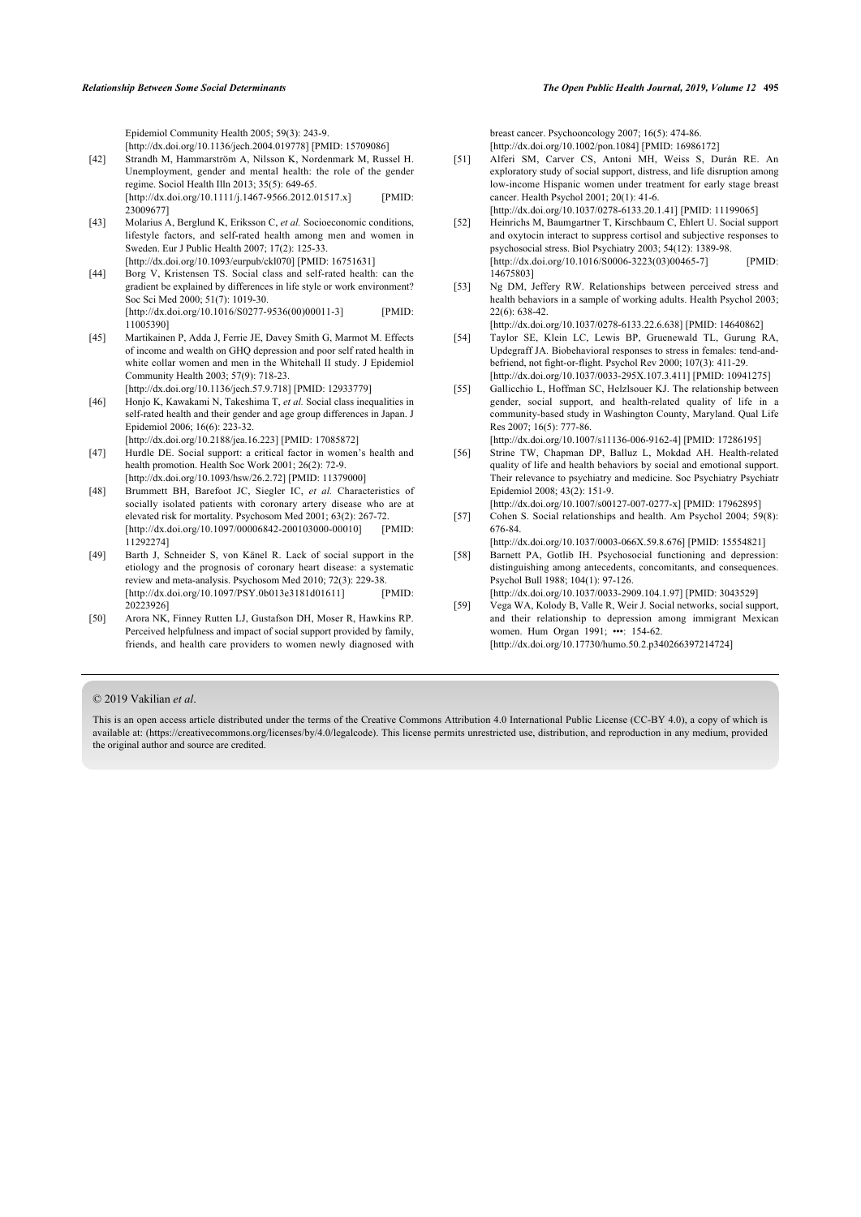Epidemiol Community Health 2005; 59(3): 243-9.
[http://dx.doi.org/10.1136/jech.2004.019778] [PMID: 15709086]

[42] Strandh M, Hammarström A, Nilsson K, Nordenmark M, Russel H. Unemployment, gender and mental health: the role of the gender regime. Sociol Health Illn 2013; 35(5): 649-65.
[http://dx.doi.org/10.1111/j.1467-9566.2012.01517.x] [PMID: 23009677]

[43] Molarius A, Berglund K, Eriksson C, *et al.* Socioeconomic conditions, lifestyle factors, and self-rated health among men and women in Sweden. Eur J Public Health 2007; 17(2): 125-33.
[http://dx.doi.org/10.1093/eurpub/ckl070] [PMID: 16751631]

[44] Borg V, Kristensen TS. Social class and self-rated health: can the gradient be explained by differences in life style or work environment? Soc Sci Med 2000; 51(7): 1019-30.
[http://dx.doi.org/10.1016/S0277-9536(00)00011-3] [PMID: 11005390]

[45] Martikainen P, Adda J, Ferrie JE, Davey Smith G, Marmot M. Effects of income and wealth on GHQ depression and poor self rated health in white collar women and men in the Whitehall II study. J Epidemiol Community Health 2003; 57(9): 718-23.
[http://dx.doi.org/10.1136/jech.57.9.718] [PMID: 12933779]

[46] Honjo K, Kawakami N, Takeshima T, *et al.* Social class inequalities in self-rated health and their gender and age group differences in Japan. J Epidemiol 2006; 16(6): 223-32.
[http://dx.doi.org/10.2188/jea.16.223] [PMID: 17085872]

[47] Hurdle DE. Social support: a critical factor in women's health and health promotion. Health Soc Work 2001; 26(2): 72-9.
[http://dx.doi.org/10.1093/hsw/26.2.72] [PMID: 11379000]

[48] Brummett BH, Barefoot JC, Siegler IC, *et al.* Characteristics of socially isolated patients with coronary artery disease who are at elevated risk for mortality. Psychosom Med 2001; 63(2): 267-72.
[http://dx.doi.org/10.1097/00006842-200103000-00010] [PMID: 11292274]

[49] Barth J, Schneider S, von Känel R. Lack of social support in the etiology and the prognosis of coronary heart disease: a systematic review and meta-analysis. Psychosom Med 2010; 72(3): 229-38.
[http://dx.doi.org/10.1097/PSY.0b013e3181d01611] [PMID: 20223926]

[50] Arora NK, Finney Rutten LJ, Gustafson DH, Moser R, Hawkins RP. Perceived helpfulness and impact of social support provided by family, friends, and health care providers to women newly diagnosed with breast cancer. Psychooncology 2007; 16(5): 474-86.
[http://dx.doi.org/10.1002/pon.1084] [PMID: 16986172]

[51] Alferi SM, Carver CS, Antoni MH, Weiss S, Durán RE. An exploratory study of social support, distress, and life disruption among low-income Hispanic women under treatment for early stage breast cancer. Health Psychol 2001; 20(1): 41-6.
[http://dx.doi.org/10.1037/0278-6133.20.1.41] [PMID: 11199065]

[52] Heinrichs M, Baumgartner T, Kirschbaum C, Ehlert U. Social support and oxytocin interact to suppress cortisol and subjective responses to psychosocial stress. Biol Psychiatry 2003; 54(12): 1389-98.
[http://dx.doi.org/10.1016/S0006-3223(03)00465-7] [PMID: 14675803]

[53] Ng DM, Jeffery RW. Relationships between perceived stress and health behaviors in a sample of working adults. Health Psychol 2003; 22(6): 638-42.
[http://dx.doi.org/10.1037/0278-6133.22.6.638] [PMID: 14640862]

[54] Taylor SE, Klein LC, Lewis BP, Gruenewald TL, Gurung RA, Updegraff JA. Biobehavioral responses to stress in females: tend-and-befriend, not fight-or-flight. Psychol Rev 2000; 107(3): 411-29.
[http://dx.doi.org/10.1037/0033-295X.107.3.411] [PMID: 10941275]

[55] Gallicchio L, Hoffman SC, Helzlsouer KJ. The relationship between gender, social support, and health-related quality of life in a community-based study in Washington County, Maryland. Qual Life Res 2007; 16(5): 777-86.
[http://dx.doi.org/10.1007/s11136-006-9162-4] [PMID: 17286195]

[56] Strine TW, Chapman DP, Balluz L, Mokdad AH. Health-related quality of life and health behaviors by social and emotional support. Their relevance to psychiatry and medicine. Soc Psychiatry Psychiatr Epidemiol 2008; 43(2): 151-9.
[http://dx.doi.org/10.1007/s00127-007-0277-x] [PMID: 17962895]

[57] Cohen S. Social relationships and health. Am Psychol 2004; 59(8): 676-84.
[http://dx.doi.org/10.1037/0003-066X.59.8.676] [PMID: 15554821]

[58] Barnett PA, Gotlib IH. Psychosocial functioning and depression: distinguishing among antecedents, concomitants, and consequences. Psychol Bull 1988; 104(1): 97-126.
[http://dx.doi.org/10.1037/0033-2909.104.1.97] [PMID: 3043529]

[59] Vega WA, Kolody B, Valle R, Weir J. Social networks, social support, and their relationship to depression among immigrant Mexican women. Hum Organ 1991; •••: 154-62.
[http://dx.doi.org/10.17730/humo.50.2.p340266397214724]

---

© 2019 Vakilian *et al*.

This is an open access article distributed under the terms of the Creative Commons Attribution 4.0 International Public License (CC-BY 4.0), a copy of which is available at: (https://creativecommons.org/licenses/by/4.0/legalcode). This license permits unrestricted use, distribution, and reproduction in any medium, provided the original author and source are credited.